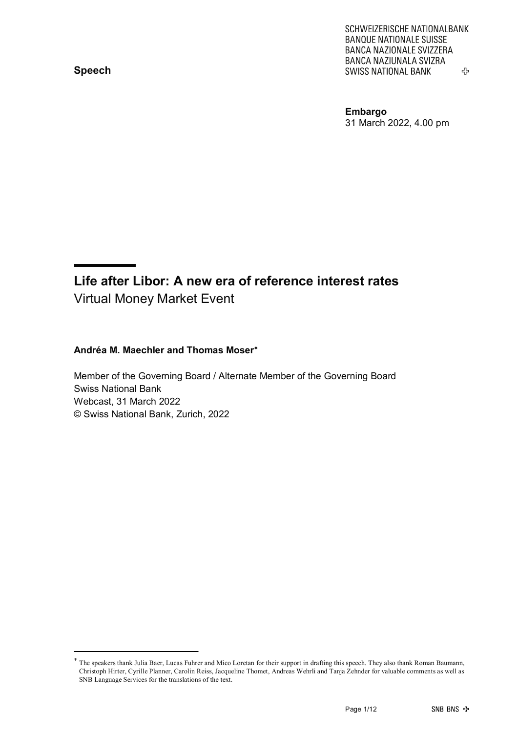**Speech**

SCHWEIZERISCHE NATIONALBANK
BANQUE NATIONALE SUISSE
BANCA NAZIONALE SVIZZERA
BANCA NAZIUNALA SVIZRA
SWISS NATIONAL BANK

**Embargo**
31 March 2022, 4.00 pm

# Life after Libor: A new era of reference interest rates

Virtual Money Market Event

**Andréa M. Maechler and Thomas Moser***

Member of the Governing Board / Alternate Member of the Governing Board
Swiss National Bank
Webcast, 31 March 2022
© Swiss National Bank, Zurich, 2022

---

* The speakers thank Julia Baer, Lucas Fuhrer and Mico Loretan for their support in drafting this speech. They also thank Roman Baumann, Christoph Hirter, Cyrille Planner, Carolin Reiss, Jacqueline Thomet, Andreas Wehrli and Tanja Zehnder for valuable comments as well as SNB Language Services for the translations of the text.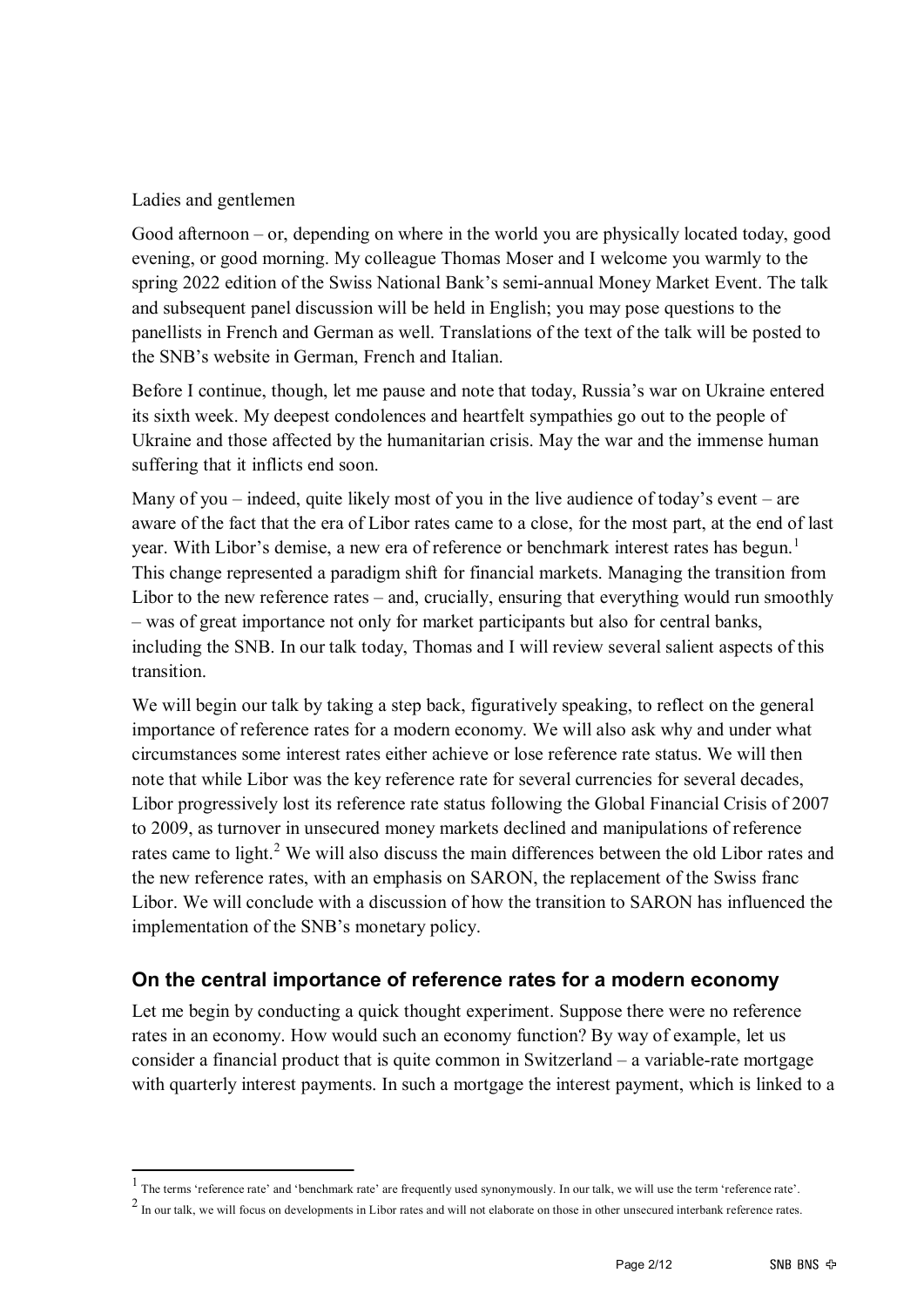Ladies and gentlemen

Good afternoon – or, depending on where in the world you are physically located today, good evening, or good morning. My colleague Thomas Moser and I welcome you warmly to the spring 2022 edition of the Swiss National Bank's semi-annual Money Market Event. The talk and subsequent panel discussion will be held in English; you may pose questions to the panellists in French and German as well. Translations of the text of the talk will be posted to the SNB's website in German, French and Italian.

Before I continue, though, let me pause and note that today, Russia's war on Ukraine entered its sixth week. My deepest condolences and heartfelt sympathies go out to the people of Ukraine and those affected by the humanitarian crisis. May the war and the immense human suffering that it inflicts end soon.

Many of you – indeed, quite likely most of you in the live audience of today's event – are aware of the fact that the era of Libor rates came to a close, for the most part, at the end of last year. With Libor's demise, a new era of reference or benchmark interest rates has begun.[1] This change represented a paradigm shift for financial markets. Managing the transition from Libor to the new reference rates – and, crucially, ensuring that everything would run smoothly – was of great importance not only for market participants but also for central banks, including the SNB. In our talk today, Thomas and I will review several salient aspects of this transition.

We will begin our talk by taking a step back, figuratively speaking, to reflect on the general importance of reference rates for a modern economy. We will also ask why and under what circumstances some interest rates either achieve or lose reference rate status. We will then note that while Libor was the key reference rate for several currencies for several decades, Libor progressively lost its reference rate status following the Global Financial Crisis of 2007 to 2009, as turnover in unsecured money markets declined and manipulations of reference rates came to light.[2] We will also discuss the main differences between the old Libor rates and the new reference rates, with an emphasis on SARON, the replacement of the Swiss franc Libor. We will conclude with a discussion of how the transition to SARON has influenced the implementation of the SNB's monetary policy.

## On the central importance of reference rates for a modern economy

Let me begin by conducting a quick thought experiment. Suppose there were no reference rates in an economy. How would such an economy function? By way of example, let us consider a financial product that is quite common in Switzerland – a variable-rate mortgage with quarterly interest payments. In such a mortgage the interest payment, which is linked to a

---

[1] The terms 'reference rate' and 'benchmark rate' are frequently used synonymously. In our talk, we will use the term 'reference rate'.

[2] In our talk, we will focus on developments in Libor rates and will not elaborate on those in other unsecured interbank reference rates.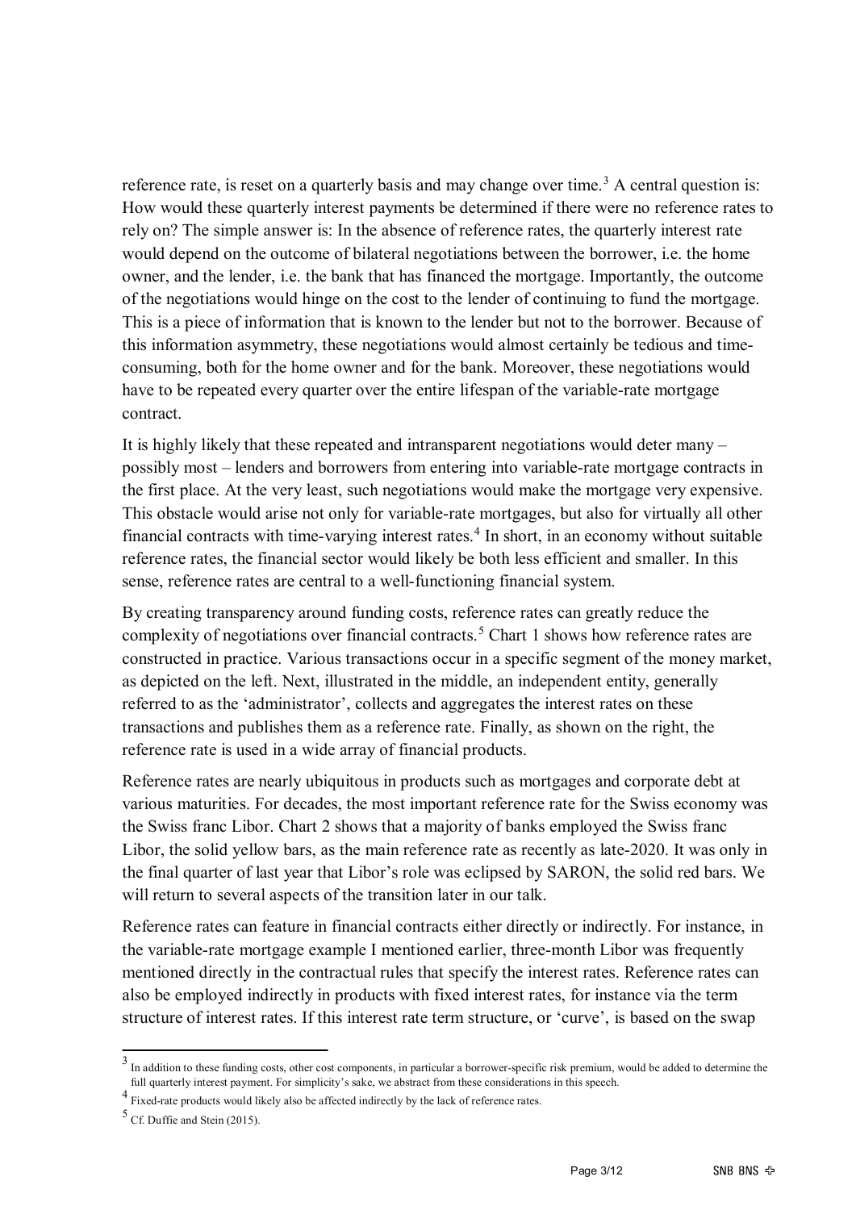reference rate, is reset on a quarterly basis and may change over time.[3] A central question is: How would these quarterly interest payments be determined if there were no reference rates to rely on? The simple answer is: In the absence of reference rates, the quarterly interest rate would depend on the outcome of bilateral negotiations between the borrower, i.e. the home owner, and the lender, i.e. the bank that has financed the mortgage. Importantly, the outcome of the negotiations would hinge on the cost to the lender of continuing to fund the mortgage. This is a piece of information that is known to the lender but not to the borrower. Because of this information asymmetry, these negotiations would almost certainly be tedious and time-consuming, both for the home owner and for the bank. Moreover, these negotiations would have to be repeated every quarter over the entire lifespan of the variable-rate mortgage contract.

It is highly likely that these repeated and intransparent negotiations would deter many – possibly most – lenders and borrowers from entering into variable-rate mortgage contracts in the first place. At the very least, such negotiations would make the mortgage very expensive. This obstacle would arise not only for variable-rate mortgages, but also for virtually all other financial contracts with time-varying interest rates.[4] In short, in an economy without suitable reference rates, the financial sector would likely be both less efficient and smaller. In this sense, reference rates are central to a well-functioning financial system.

By creating transparency around funding costs, reference rates can greatly reduce the complexity of negotiations over financial contracts.[5] Chart 1 shows how reference rates are constructed in practice. Various transactions occur in a specific segment of the money market, as depicted on the left. Next, illustrated in the middle, an independent entity, generally referred to as the 'administrator', collects and aggregates the interest rates on these transactions and publishes them as a reference rate. Finally, as shown on the right, the reference rate is used in a wide array of financial products.

Reference rates are nearly ubiquitous in products such as mortgages and corporate debt at various maturities. For decades, the most important reference rate for the Swiss economy was the Swiss franc Libor. Chart 2 shows that a majority of banks employed the Swiss franc Libor, the solid yellow bars, as the main reference rate as recently as late-2020. It was only in the final quarter of last year that Libor's role was eclipsed by SARON, the solid red bars. We will return to several aspects of the transition later in our talk.

Reference rates can feature in financial contracts either directly or indirectly. For instance, in the variable-rate mortgage example I mentioned earlier, three-month Libor was frequently mentioned directly in the contractual rules that specify the interest rates. Reference rates can also be employed indirectly in products with fixed interest rates, for instance via the term structure of interest rates. If this interest rate term structure, or 'curve', is based on the swap

---

[3] In addition to these funding costs, other cost components, in particular a borrower-specific risk premium, would be added to determine the full quarterly interest payment. For simplicity's sake, we abstract from these considerations in this speech.

[4] Fixed-rate products would likely also be affected indirectly by the lack of reference rates.

[5] Cf. Duffie and Stein (2015).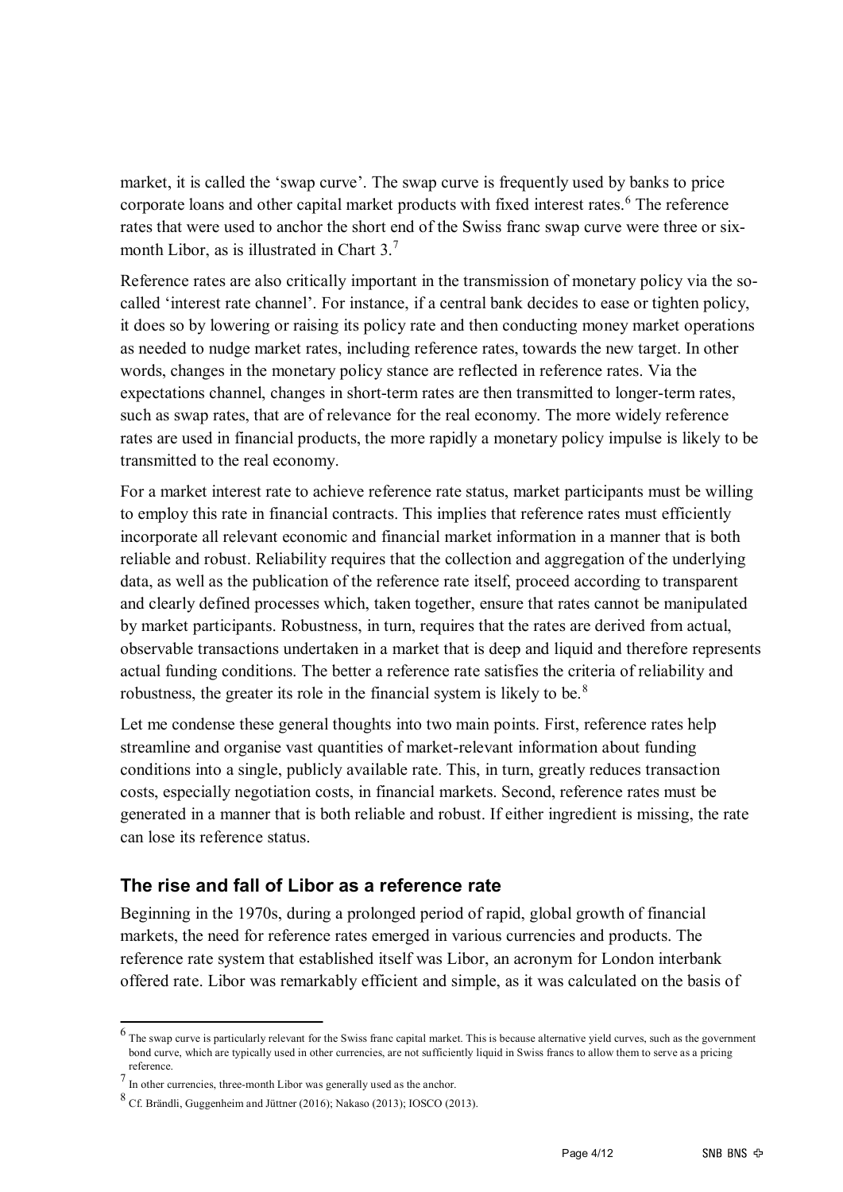market, it is called the 'swap curve'. The swap curve is frequently used by banks to price corporate loans and other capital market products with fixed interest rates.[6] The reference rates that were used to anchor the short end of the Swiss franc swap curve were three or six-month Libor, as is illustrated in Chart 3.[7]

Reference rates are also critically important in the transmission of monetary policy via the so-called 'interest rate channel'. For instance, if a central bank decides to ease or tighten policy, it does so by lowering or raising its policy rate and then conducting money market operations as needed to nudge market rates, including reference rates, towards the new target. In other words, changes in the monetary policy stance are reflected in reference rates. Via the expectations channel, changes in short-term rates are then transmitted to longer-term rates, such as swap rates, that are of relevance for the real economy. The more widely reference rates are used in financial products, the more rapidly a monetary policy impulse is likely to be transmitted to the real economy.

For a market interest rate to achieve reference rate status, market participants must be willing to employ this rate in financial contracts. This implies that reference rates must efficiently incorporate all relevant economic and financial market information in a manner that is both reliable and robust. Reliability requires that the collection and aggregation of the underlying data, as well as the publication of the reference rate itself, proceed according to transparent and clearly defined processes which, taken together, ensure that rates cannot be manipulated by market participants. Robustness, in turn, requires that the rates are derived from actual, observable transactions undertaken in a market that is deep and liquid and therefore represents actual funding conditions. The better a reference rate satisfies the criteria of reliability and robustness, the greater its role in the financial system is likely to be.[8]

Let me condense these general thoughts into two main points. First, reference rates help streamline and organise vast quantities of market-relevant information about funding conditions into a single, publicly available rate. This, in turn, greatly reduces transaction costs, especially negotiation costs, in financial markets. Second, reference rates must be generated in a manner that is both reliable and robust. If either ingredient is missing, the rate can lose its reference status.

### The rise and fall of Libor as a reference rate

Beginning in the 1970s, during a prolonged period of rapid, global growth of financial markets, the need for reference rates emerged in various currencies and products. The reference rate system that established itself was Libor, an acronym for London interbank offered rate. Libor was remarkably efficient and simple, as it was calculated on the basis of

---

[6] The swap curve is particularly relevant for the Swiss franc capital market. This is because alternative yield curves, such as the government bond curve, which are typically used in other currencies, are not sufficiently liquid in Swiss francs to allow them to serve as a pricing reference.

[7] In other currencies, three-month Libor was generally used as the anchor.

[8] Cf. Brändli, Guggenheim and Jüttner (2016); Nakaso (2013); IOSCO (2013).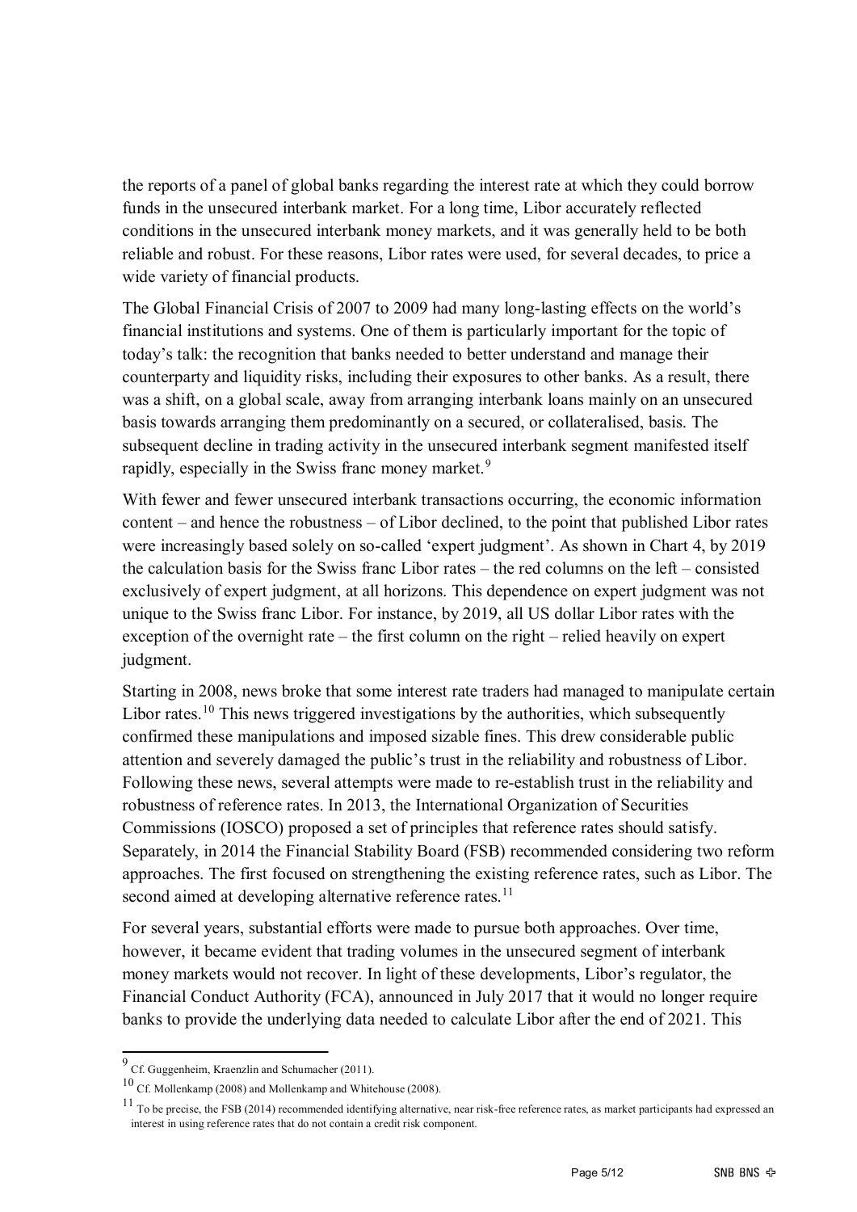the reports of a panel of global banks regarding the interest rate at which they could borrow funds in the unsecured interbank market. For a long time, Libor accurately reflected conditions in the unsecured interbank money markets, and it was generally held to be both reliable and robust. For these reasons, Libor rates were used, for several decades, to price a wide variety of financial products.

The Global Financial Crisis of 2007 to 2009 had many long-lasting effects on the world's financial institutions and systems. One of them is particularly important for the topic of today's talk: the recognition that banks needed to better understand and manage their counterparty and liquidity risks, including their exposures to other banks. As a result, there was a shift, on a global scale, away from arranging interbank loans mainly on an unsecured basis towards arranging them predominantly on a secured, or collateralised, basis. The subsequent decline in trading activity in the unsecured interbank segment manifested itself rapidly, especially in the Swiss franc money market.[9]

With fewer and fewer unsecured interbank transactions occurring, the economic information content – and hence the robustness – of Libor declined, to the point that published Libor rates were increasingly based solely on so-called 'expert judgment'. As shown in Chart 4, by 2019 the calculation basis for the Swiss franc Libor rates – the red columns on the left – consisted exclusively of expert judgment, at all horizons. This dependence on expert judgment was not unique to the Swiss franc Libor. For instance, by 2019, all US dollar Libor rates with the exception of the overnight rate – the first column on the right – relied heavily on expert judgment.

Starting in 2008, news broke that some interest rate traders had managed to manipulate certain Libor rates.[10] This news triggered investigations by the authorities, which subsequently confirmed these manipulations and imposed sizable fines. This drew considerable public attention and severely damaged the public's trust in the reliability and robustness of Libor. Following these news, several attempts were made to re-establish trust in the reliability and robustness of reference rates. In 2013, the International Organization of Securities Commissions (IOSCO) proposed a set of principles that reference rates should satisfy. Separately, in 2014 the Financial Stability Board (FSB) recommended considering two reform approaches. The first focused on strengthening the existing reference rates, such as Libor. The second aimed at developing alternative reference rates.[11]

For several years, substantial efforts were made to pursue both approaches. Over time, however, it became evident that trading volumes in the unsecured segment of interbank money markets would not recover. In light of these developments, Libor's regulator, the Financial Conduct Authority (FCA), announced in July 2017 that it would no longer require banks to provide the underlying data needed to calculate Libor after the end of 2021. This

---

[9] Cf. Guggenheim, Kraenzlin and Schumacher (2011).

[10] Cf. Mollenkamp (2008) and Mollenkamp and Whitehouse (2008).

[11] To be precise, the FSB (2014) recommended identifying alternative, near risk-free reference rates, as market participants had expressed an interest in using reference rates that do not contain a credit risk component.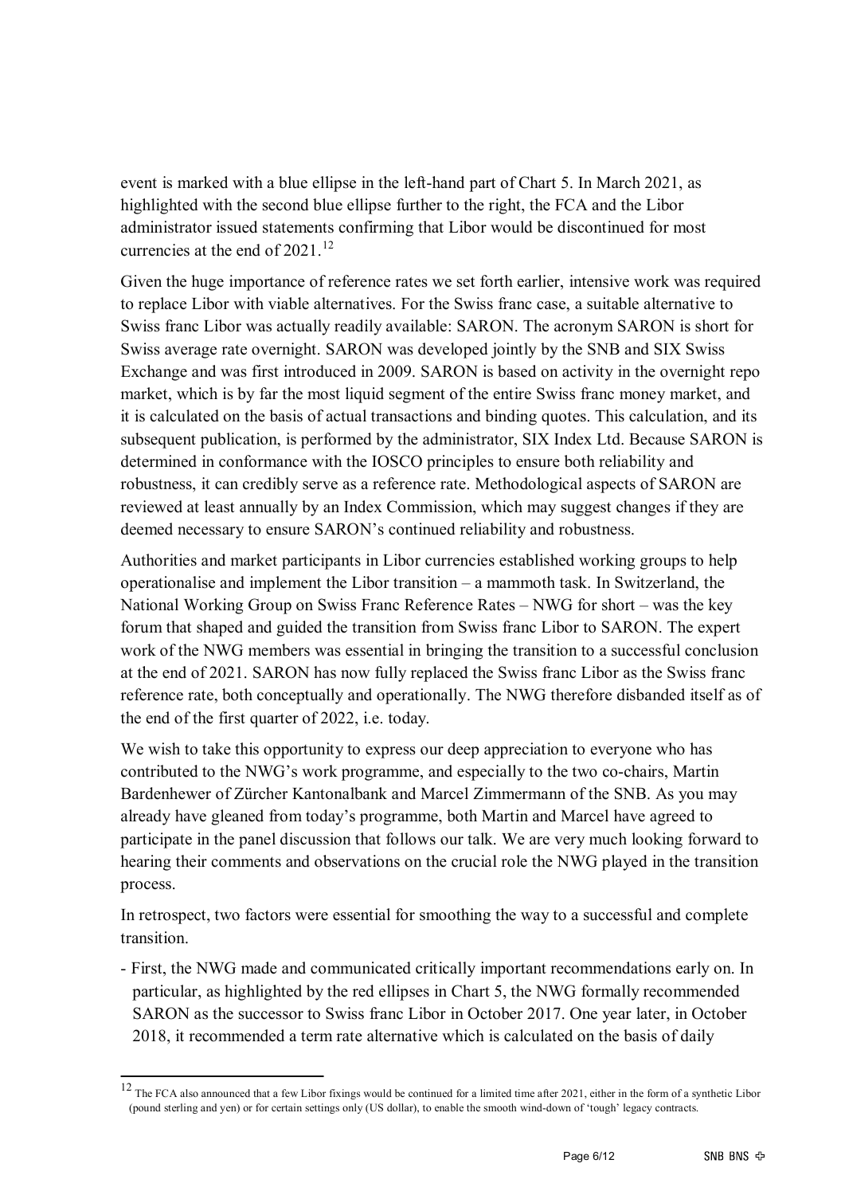event is marked with a blue ellipse in the left-hand part of Chart 5. In March 2021, as highlighted with the second blue ellipse further to the right, the FCA and the Libor administrator issued statements confirming that Libor would be discontinued for most currencies at the end of 2021.[12]

Given the huge importance of reference rates we set forth earlier, intensive work was required to replace Libor with viable alternatives. For the Swiss franc case, a suitable alternative to Swiss franc Libor was actually readily available: SARON. The acronym SARON is short for Swiss average rate overnight. SARON was developed jointly by the SNB and SIX Swiss Exchange and was first introduced in 2009. SARON is based on activity in the overnight repo market, which is by far the most liquid segment of the entire Swiss franc money market, and it is calculated on the basis of actual transactions and binding quotes. This calculation, and its subsequent publication, is performed by the administrator, SIX Index Ltd. Because SARON is determined in conformance with the IOSCO principles to ensure both reliability and robustness, it can credibly serve as a reference rate. Methodological aspects of SARON are reviewed at least annually by an Index Commission, which may suggest changes if they are deemed necessary to ensure SARON's continued reliability and robustness.

Authorities and market participants in Libor currencies established working groups to help operationalise and implement the Libor transition – a mammoth task. In Switzerland, the National Working Group on Swiss Franc Reference Rates – NWG for short – was the key forum that shaped and guided the transition from Swiss franc Libor to SARON. The expert work of the NWG members was essential in bringing the transition to a successful conclusion at the end of 2021. SARON has now fully replaced the Swiss franc Libor as the Swiss franc reference rate, both conceptually and operationally. The NWG therefore disbanded itself as of the end of the first quarter of 2022, i.e. today.

We wish to take this opportunity to express our deep appreciation to everyone who has contributed to the NWG's work programme, and especially to the two co-chairs, Martin Bardenhewer of Zürcher Kantonalbank and Marcel Zimmermann of the SNB. As you may already have gleaned from today's programme, both Martin and Marcel have agreed to participate in the panel discussion that follows our talk. We are very much looking forward to hearing their comments and observations on the crucial role the NWG played in the transition process.

In retrospect, two factors were essential for smoothing the way to a successful and complete transition.

- First, the NWG made and communicated critically important recommendations early on. In particular, as highlighted by the red ellipses in Chart 5, the NWG formally recommended SARON as the successor to Swiss franc Libor in October 2017. One year later, in October 2018, it recommended a term rate alternative which is calculated on the basis of daily

[12] The FCA also announced that a few Libor fixings would be continued for a limited time after 2021, either in the form of a synthetic Libor (pound sterling and yen) or for certain settings only (US dollar), to enable the smooth wind-down of 'tough' legacy contracts.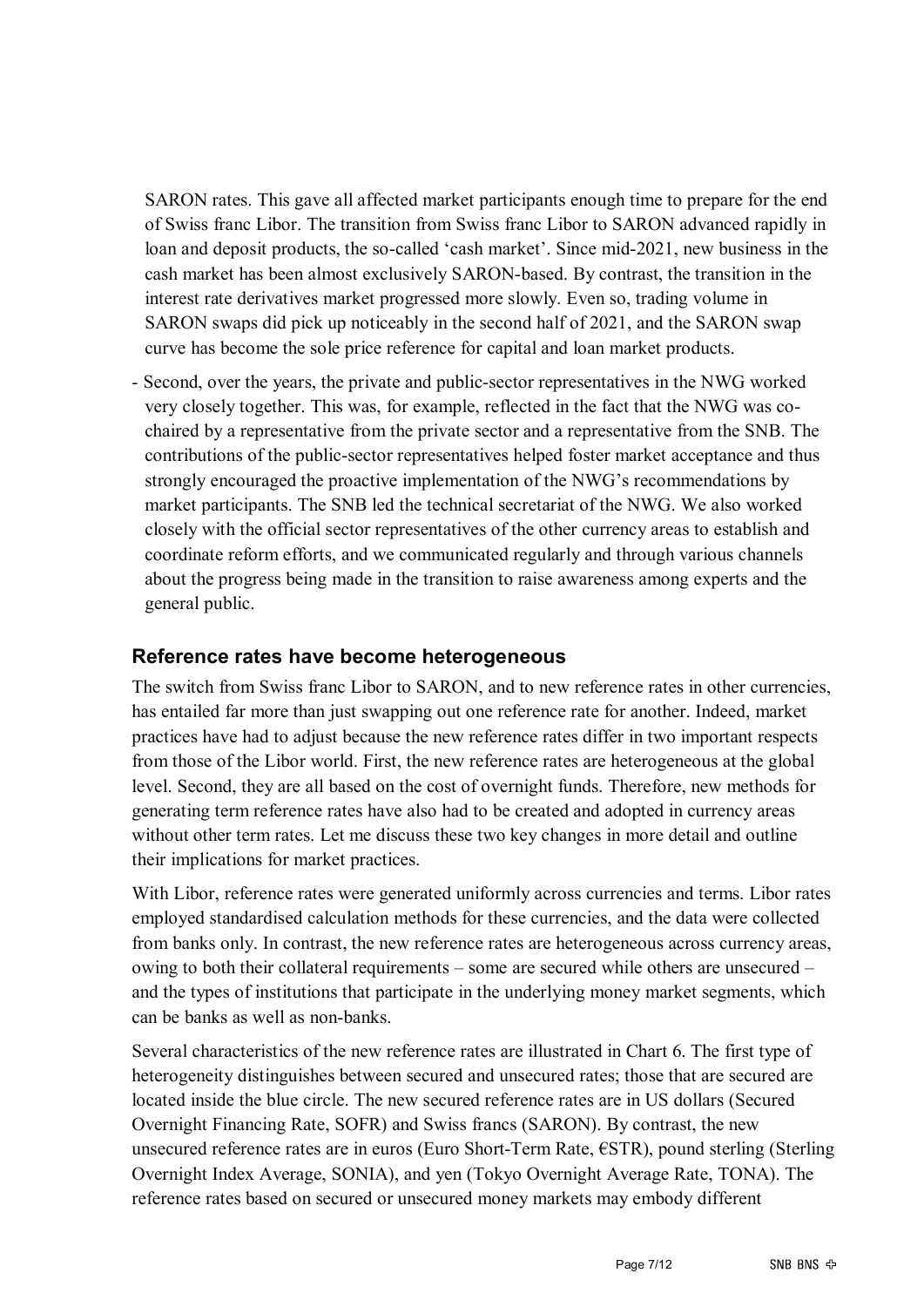SARON rates. This gave all affected market participants enough time to prepare for the end of Swiss franc Libor. The transition from Swiss franc Libor to SARON advanced rapidly in loan and deposit products, the so-called 'cash market'. Since mid-2021, new business in the cash market has been almost exclusively SARON-based. By contrast, the transition in the interest rate derivatives market progressed more slowly. Even so, trading volume in SARON swaps did pick up noticeably in the second half of 2021, and the SARON swap curve has become the sole price reference for capital and loan market products.

- Second, over the years, the private and public-sector representatives in the NWG worked very closely together. This was, for example, reflected in the fact that the NWG was co-chaired by a representative from the private sector and a representative from the SNB. The contributions of the public-sector representatives helped foster market acceptance and thus strongly encouraged the proactive implementation of the NWG's recommendations by market participants. The SNB led the technical secretariat of the NWG. We also worked closely with the official sector representatives of the other currency areas to establish and coordinate reform efforts, and we communicated regularly and through various channels about the progress being made in the transition to raise awareness among experts and the general public.

## Reference rates have become heterogeneous

The switch from Swiss franc Libor to SARON, and to new reference rates in other currencies, has entailed far more than just swapping out one reference rate for another. Indeed, market practices have had to adjust because the new reference rates differ in two important respects from those of the Libor world. First, the new reference rates are heterogeneous at the global level. Second, they are all based on the cost of overnight funds. Therefore, new methods for generating term reference rates have also had to be created and adopted in currency areas without other term rates. Let me discuss these two key changes in more detail and outline their implications for market practices.

With Libor, reference rates were generated uniformly across currencies and terms. Libor rates employed standardised calculation methods for these currencies, and the data were collected from banks only. In contrast, the new reference rates are heterogeneous across currency areas, owing to both their collateral requirements – some are secured while others are unsecured – and the types of institutions that participate in the underlying money market segments, which can be banks as well as non-banks.

Several characteristics of the new reference rates are illustrated in Chart 6. The first type of heterogeneity distinguishes between secured and unsecured rates; those that are secured are located inside the blue circle. The new secured reference rates are in US dollars (Secured Overnight Financing Rate, SOFR) and Swiss francs (SARON). By contrast, the new unsecured reference rates are in euros (Euro Short-Term Rate, €STR), pound sterling (Sterling Overnight Index Average, SONIA), and yen (Tokyo Overnight Average Rate, TONA). The reference rates based on secured or unsecured money markets may embody different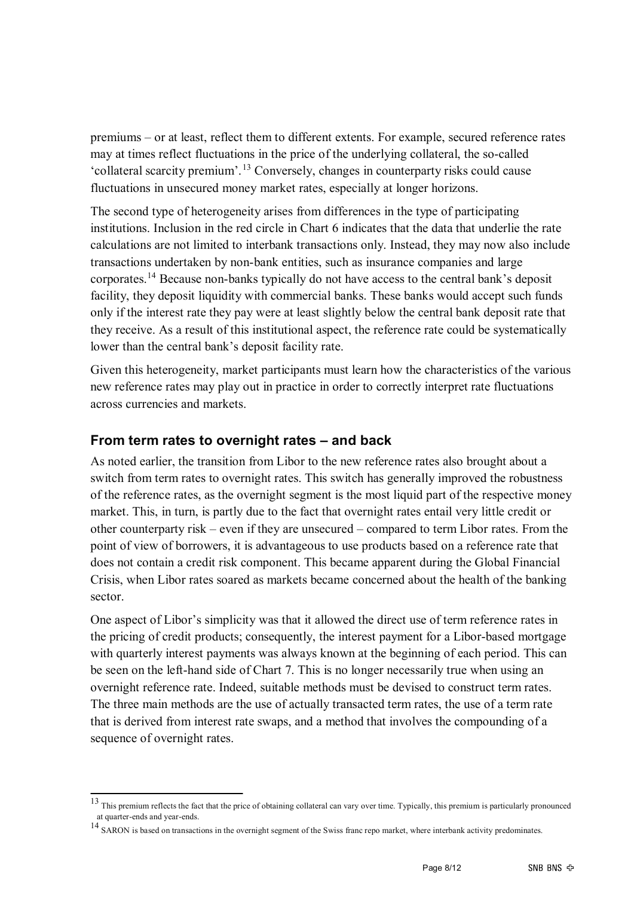premiums – or at least, reflect them to different extents. For example, secured reference rates may at times reflect fluctuations in the price of the underlying collateral, the so-called 'collateral scarcity premium'.[13] Conversely, changes in counterparty risks could cause fluctuations in unsecured money market rates, especially at longer horizons.

The second type of heterogeneity arises from differences in the type of participating institutions. Inclusion in the red circle in Chart 6 indicates that the data that underlie the rate calculations are not limited to interbank transactions only. Instead, they may now also include transactions undertaken by non-bank entities, such as insurance companies and large corporates.[14] Because non-banks typically do not have access to the central bank's deposit facility, they deposit liquidity with commercial banks. These banks would accept such funds only if the interest rate they pay were at least slightly below the central bank deposit rate that they receive. As a result of this institutional aspect, the reference rate could be systematically lower than the central bank's deposit facility rate.

Given this heterogeneity, market participants must learn how the characteristics of the various new reference rates may play out in practice in order to correctly interpret rate fluctuations across currencies and markets.

## From term rates to overnight rates – and back

As noted earlier, the transition from Libor to the new reference rates also brought about a switch from term rates to overnight rates. This switch has generally improved the robustness of the reference rates, as the overnight segment is the most liquid part of the respective money market. This, in turn, is partly due to the fact that overnight rates entail very little credit or other counterparty risk – even if they are unsecured – compared to term Libor rates. From the point of view of borrowers, it is advantageous to use products based on a reference rate that does not contain a credit risk component. This became apparent during the Global Financial Crisis, when Libor rates soared as markets became concerned about the health of the banking sector.

One aspect of Libor's simplicity was that it allowed the direct use of term reference rates in the pricing of credit products; consequently, the interest payment for a Libor-based mortgage with quarterly interest payments was always known at the beginning of each period. This can be seen on the left-hand side of Chart 7. This is no longer necessarily true when using an overnight reference rate. Indeed, suitable methods must be devised to construct term rates. The three main methods are the use of actually transacted term rates, the use of a term rate that is derived from interest rate swaps, and a method that involves the compounding of a sequence of overnight rates.

---

[13] This premium reflects the fact that the price of obtaining collateral can vary over time. Typically, this premium is particularly pronounced at quarter-ends and year-ends.

[14] SARON is based on transactions in the overnight segment of the Swiss franc repo market, where interbank activity predominates.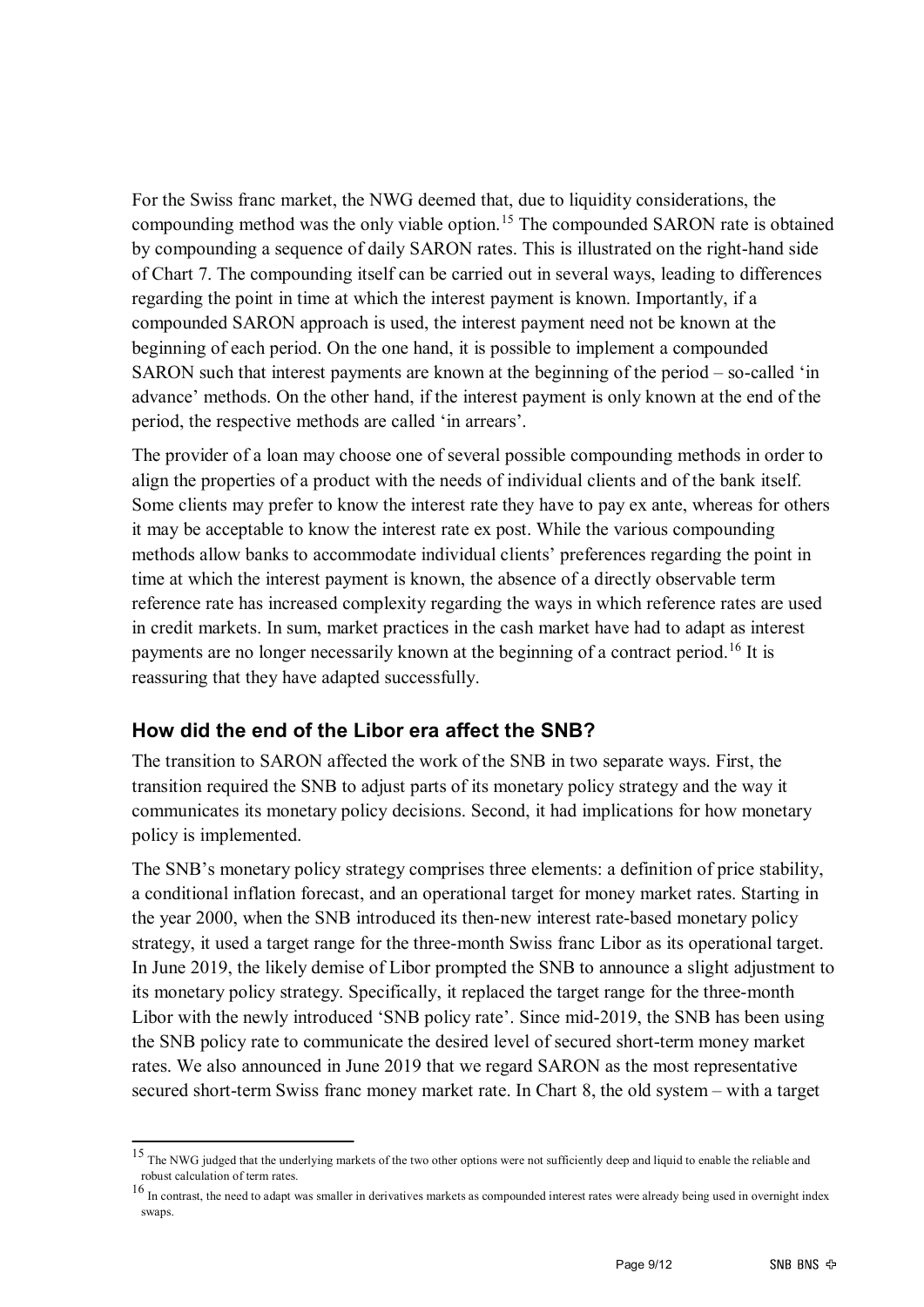For the Swiss franc market, the NWG deemed that, due to liquidity considerations, the compounding method was the only viable option.[15] The compounded SARON rate is obtained by compounding a sequence of daily SARON rates. This is illustrated on the right-hand side of Chart 7. The compounding itself can be carried out in several ways, leading to differences regarding the point in time at which the interest payment is known. Importantly, if a compounded SARON approach is used, the interest payment need not be known at the beginning of each period. On the one hand, it is possible to implement a compounded SARON such that interest payments are known at the beginning of the period – so-called 'in advance' methods. On the other hand, if the interest payment is only known at the end of the period, the respective methods are called 'in arrears'.

The provider of a loan may choose one of several possible compounding methods in order to align the properties of a product with the needs of individual clients and of the bank itself. Some clients may prefer to know the interest rate they have to pay ex ante, whereas for others it may be acceptable to know the interest rate ex post. While the various compounding methods allow banks to accommodate individual clients' preferences regarding the point in time at which the interest payment is known, the absence of a directly observable term reference rate has increased complexity regarding the ways in which reference rates are used in credit markets. In sum, market practices in the cash market have had to adapt as interest payments are no longer necessarily known at the beginning of a contract period.[16] It is reassuring that they have adapted successfully.

## How did the end of the Libor era affect the SNB?

The transition to SARON affected the work of the SNB in two separate ways. First, the transition required the SNB to adjust parts of its monetary policy strategy and the way it communicates its monetary policy decisions. Second, it had implications for how monetary policy is implemented.

The SNB's monetary policy strategy comprises three elements: a definition of price stability, a conditional inflation forecast, and an operational target for money market rates. Starting in the year 2000, when the SNB introduced its then-new interest rate-based monetary policy strategy, it used a target range for the three-month Swiss franc Libor as its operational target. In June 2019, the likely demise of Libor prompted the SNB to announce a slight adjustment to its monetary policy strategy. Specifically, it replaced the target range for the three-month Libor with the newly introduced 'SNB policy rate'. Since mid-2019, the SNB has been using the SNB policy rate to communicate the desired level of secured short-term money market rates. We also announced in June 2019 that we regard SARON as the most representative secured short-term Swiss franc money market rate. In Chart 8, the old system – with a target

---

[15] The NWG judged that the underlying markets of the two other options were not sufficiently deep and liquid to enable the reliable and robust calculation of term rates.

[16] In contrast, the need to adapt was smaller in derivatives markets as compounded interest rates were already being used in overnight index swaps.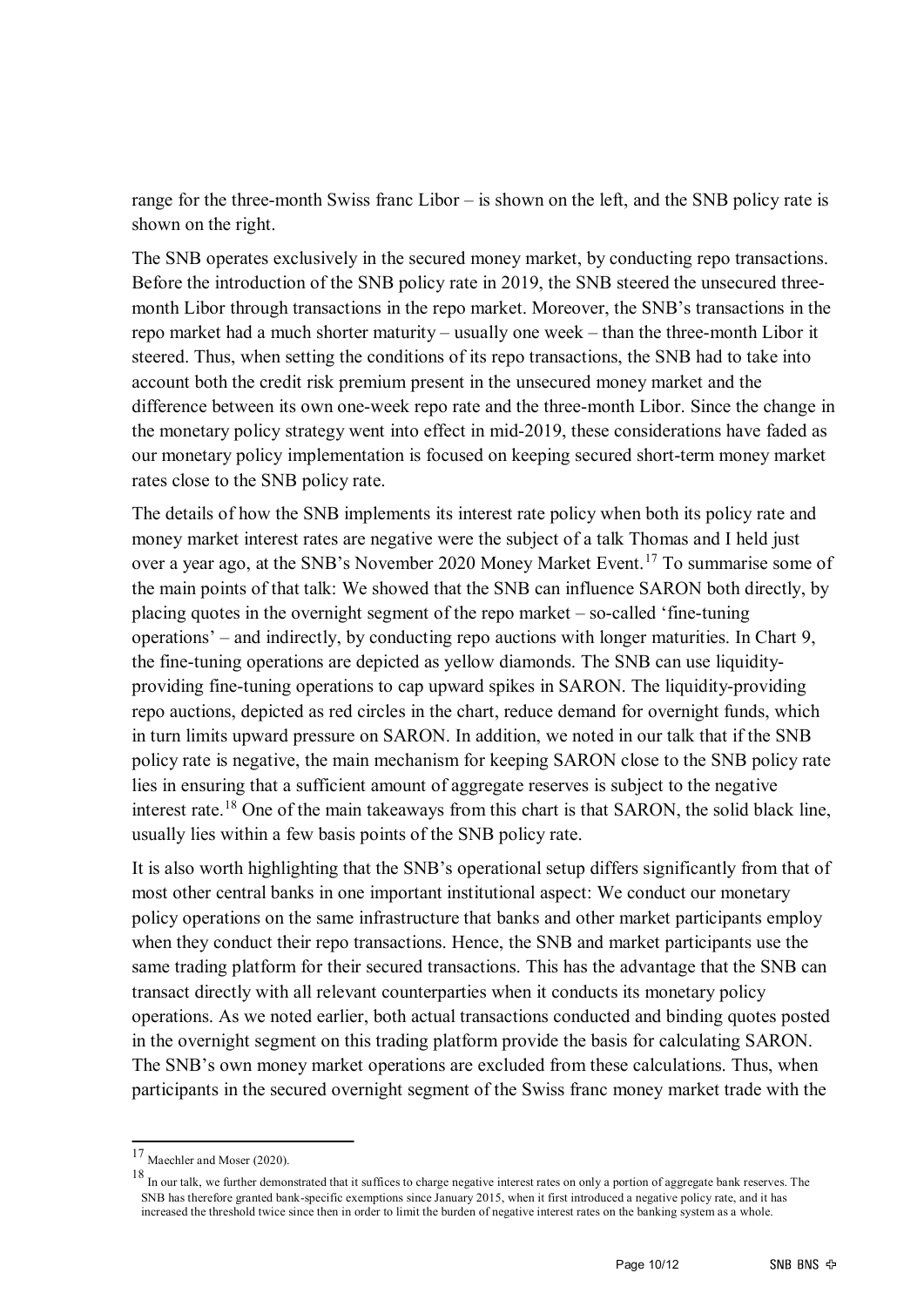range for the three-month Swiss franc Libor – is shown on the left, and the SNB policy rate is shown on the right.

The SNB operates exclusively in the secured money market, by conducting repo transactions. Before the introduction of the SNB policy rate in 2019, the SNB steered the unsecured three-month Libor through transactions in the repo market. Moreover, the SNB's transactions in the repo market had a much shorter maturity – usually one week – than the three-month Libor it steered. Thus, when setting the conditions of its repo transactions, the SNB had to take into account both the credit risk premium present in the unsecured money market and the difference between its own one-week repo rate and the three-month Libor. Since the change in the monetary policy strategy went into effect in mid-2019, these considerations have faded as our monetary policy implementation is focused on keeping secured short-term money market rates close to the SNB policy rate.

The details of how the SNB implements its interest rate policy when both its policy rate and money market interest rates are negative were the subject of a talk Thomas and I held just over a year ago, at the SNB's November 2020 Money Market Event.[17] To summarise some of the main points of that talk: We showed that the SNB can influence SARON both directly, by placing quotes in the overnight segment of the repo market – so-called 'fine-tuning operations' – and indirectly, by conducting repo auctions with longer maturities. In Chart 9, the fine-tuning operations are depicted as yellow diamonds. The SNB can use liquidity-providing fine-tuning operations to cap upward spikes in SARON. The liquidity-providing repo auctions, depicted as red circles in the chart, reduce demand for overnight funds, which in turn limits upward pressure on SARON. In addition, we noted in our talk that if the SNB policy rate is negative, the main mechanism for keeping SARON close to the SNB policy rate lies in ensuring that a sufficient amount of aggregate reserves is subject to the negative interest rate.[18] One of the main takeaways from this chart is that SARON, the solid black line, usually lies within a few basis points of the SNB policy rate.

It is also worth highlighting that the SNB's operational setup differs significantly from that of most other central banks in one important institutional aspect: We conduct our monetary policy operations on the same infrastructure that banks and other market participants employ when they conduct their repo transactions. Hence, the SNB and market participants use the same trading platform for their secured transactions. This has the advantage that the SNB can transact directly with all relevant counterparties when it conducts its monetary policy operations. As we noted earlier, both actual transactions conducted and binding quotes posted in the overnight segment on this trading platform provide the basis for calculating SARON. The SNB's own money market operations are excluded from these calculations. Thus, when participants in the secured overnight segment of the Swiss franc money market trade with the

---

[17] Maechler and Moser (2020).

[18] In our talk, we further demonstrated that it suffices to charge negative interest rates on only a portion of aggregate bank reserves. The SNB has therefore granted bank-specific exemptions since January 2015, when it first introduced a negative policy rate, and it has increased the threshold twice since then in order to limit the burden of negative interest rates on the banking system as a whole.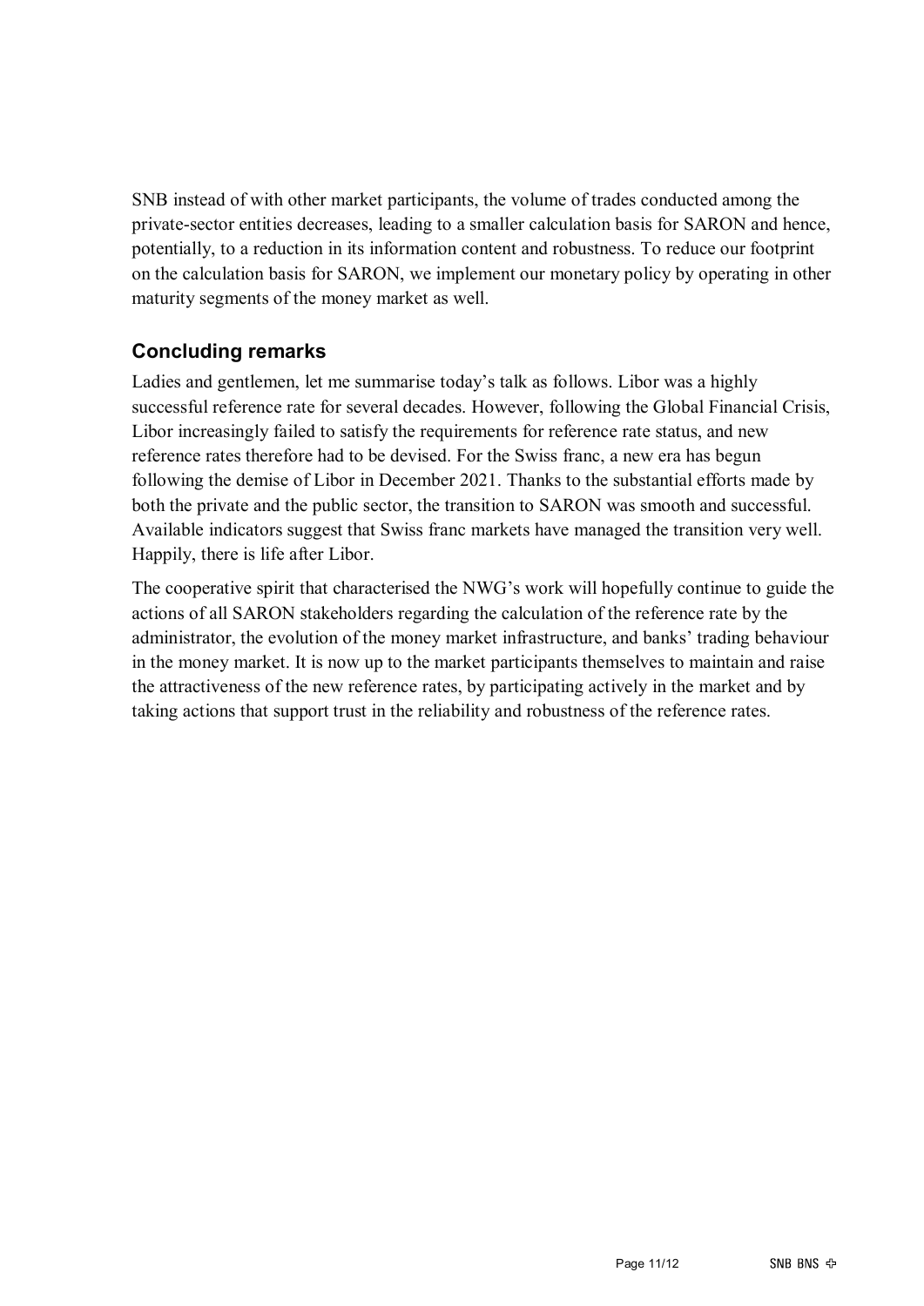SNB instead of with other market participants, the volume of trades conducted among the private-sector entities decreases, leading to a smaller calculation basis for SARON and hence, potentially, to a reduction in its information content and robustness. To reduce our footprint on the calculation basis for SARON, we implement our monetary policy by operating in other maturity segments of the money market as well.

## Concluding remarks

Ladies and gentlemen, let me summarise today's talk as follows. Libor was a highly successful reference rate for several decades. However, following the Global Financial Crisis, Libor increasingly failed to satisfy the requirements for reference rate status, and new reference rates therefore had to be devised. For the Swiss franc, a new era has begun following the demise of Libor in December 2021. Thanks to the substantial efforts made by both the private and the public sector, the transition to SARON was smooth and successful. Available indicators suggest that Swiss franc markets have managed the transition very well. Happily, there is life after Libor.

The cooperative spirit that characterised the NWG's work will hopefully continue to guide the actions of all SARON stakeholders regarding the calculation of the reference rate by the administrator, the evolution of the money market infrastructure, and banks' trading behaviour in the money market. It is now up to the market participants themselves to maintain and raise the attractiveness of the new reference rates, by participating actively in the market and by taking actions that support trust in the reliability and robustness of the reference rates.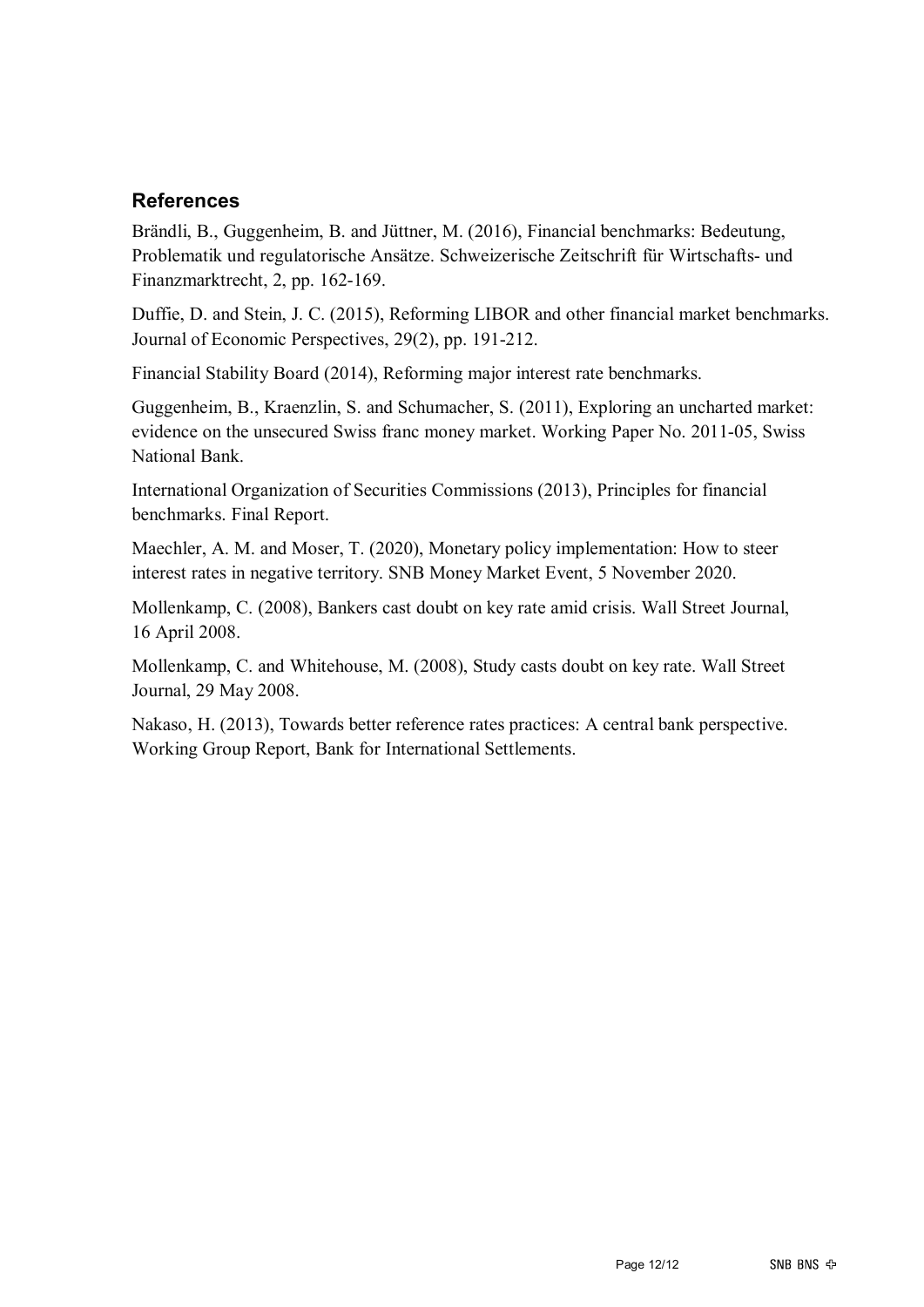## References

Brändli, B., Guggenheim, B. and Jüttner, M. (2016), Financial benchmarks: Bedeutung, Problematik und regulatorische Ansätze. Schweizerische Zeitschrift für Wirtschafts- und Finanzmarktrecht, 2, pp. 162-169.

Duffie, D. and Stein, J. C. (2015), Reforming LIBOR and other financial market benchmarks. Journal of Economic Perspectives, 29(2), pp. 191-212.

Financial Stability Board (2014), Reforming major interest rate benchmarks.

Guggenheim, B., Kraenzlin, S. and Schumacher, S. (2011), Exploring an uncharted market: evidence on the unsecured Swiss franc money market. Working Paper No. 2011-05, Swiss National Bank.

International Organization of Securities Commissions (2013), Principles for financial benchmarks. Final Report.

Maechler, A. M. and Moser, T. (2020), Monetary policy implementation: How to steer interest rates in negative territory. SNB Money Market Event, 5 November 2020.

Mollenkamp, C. (2008), Bankers cast doubt on key rate amid crisis. Wall Street Journal, 16 April 2008.

Mollenkamp, C. and Whitehouse, M. (2008), Study casts doubt on key rate. Wall Street Journal, 29 May 2008.

Nakaso, H. (2013), Towards better reference rates practices: A central bank perspective. Working Group Report, Bank for International Settlements.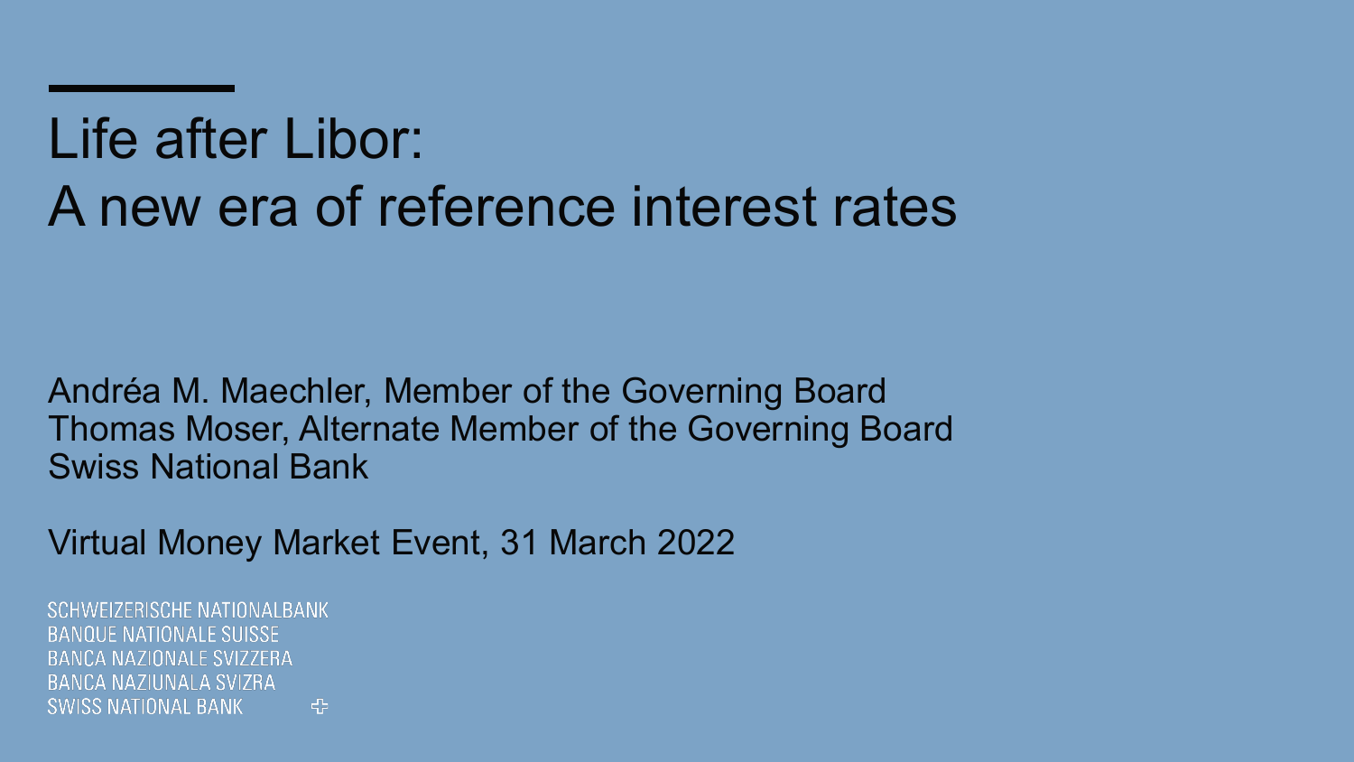# Life after Libor:
# A new era of reference interest rates

Andréa M. Maechler, Member of the Governing Board
Thomas Moser, Alternate Member of the Governing Board
Swiss National Bank

Virtual Money Market Event, 31 March 2022

SCHWEIZERISCHE NATIONALBANK
BANQUE NATIONALE SUISSE
BANCA NAZIONALE SVIZZERA
BANCA NAZIUNALA SVIZRA
SWISS NATIONAL BANK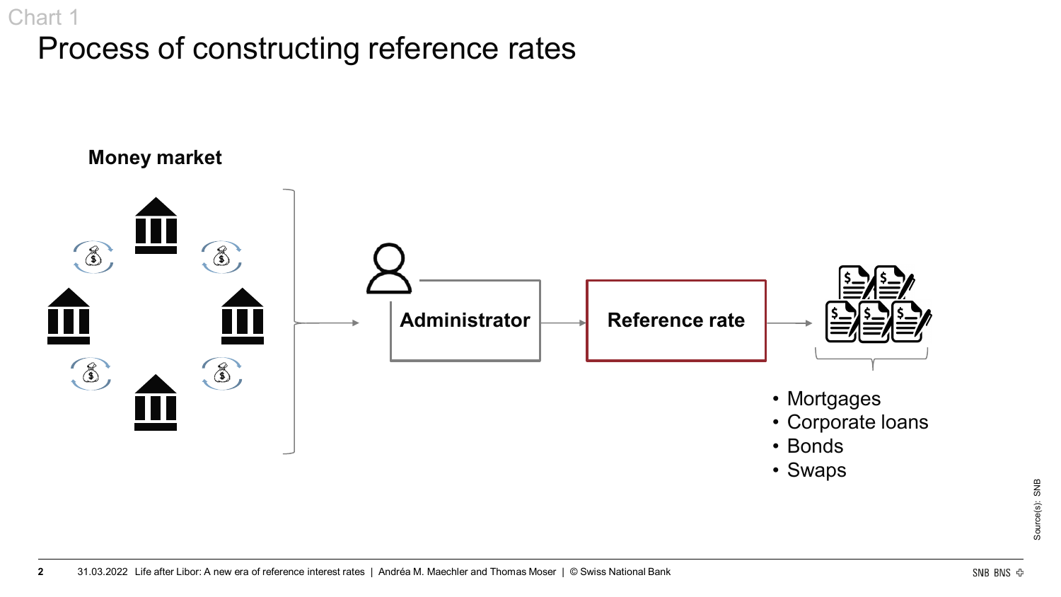Chart 1

# Process of constructing reference rates

**Money market**

**Administrator**

**Reference rate**

- Mortgages
- Corporate loans
- Bonds
- Swaps

Source(s): SNB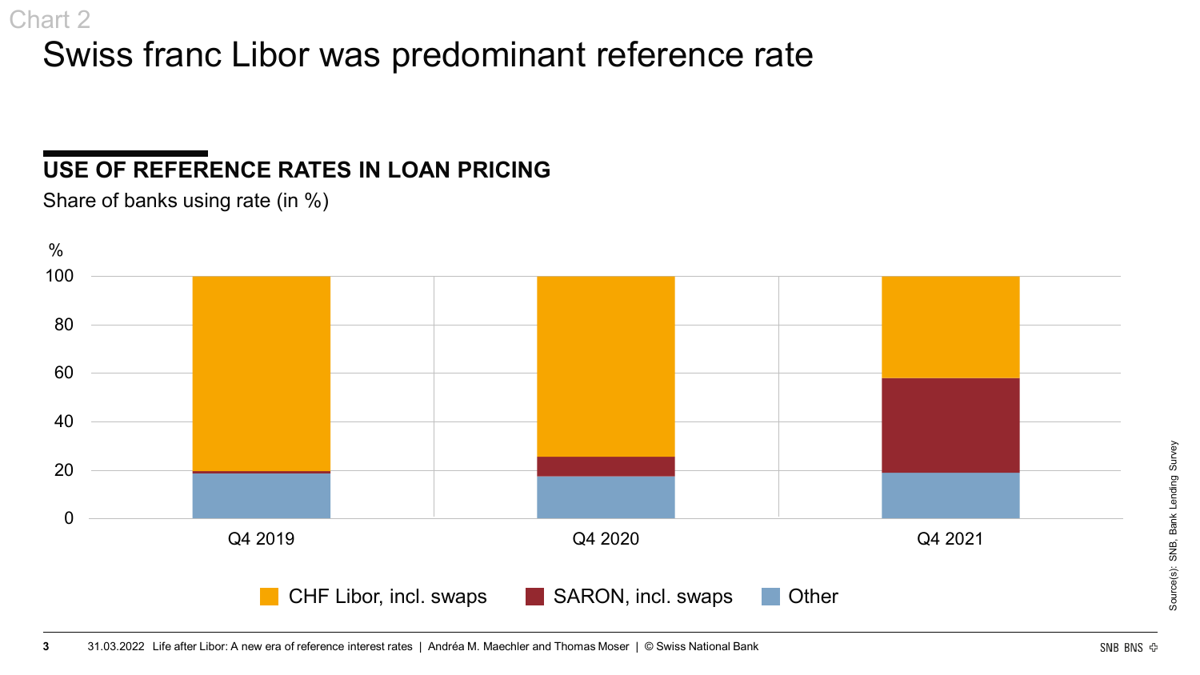Chart 2

# Swiss franc Libor was predominant reference rate

## USE OF REFERENCE RATES IN LOAN PRICING

Share of banks using rate (in %)

%

100

80

60

40

20

0

Q4 2019 Q4 2020 Q4 2021

CHF Libor, incl. swaps SARON, incl. swaps Other

Source(s): SNB, Bank Lending Survey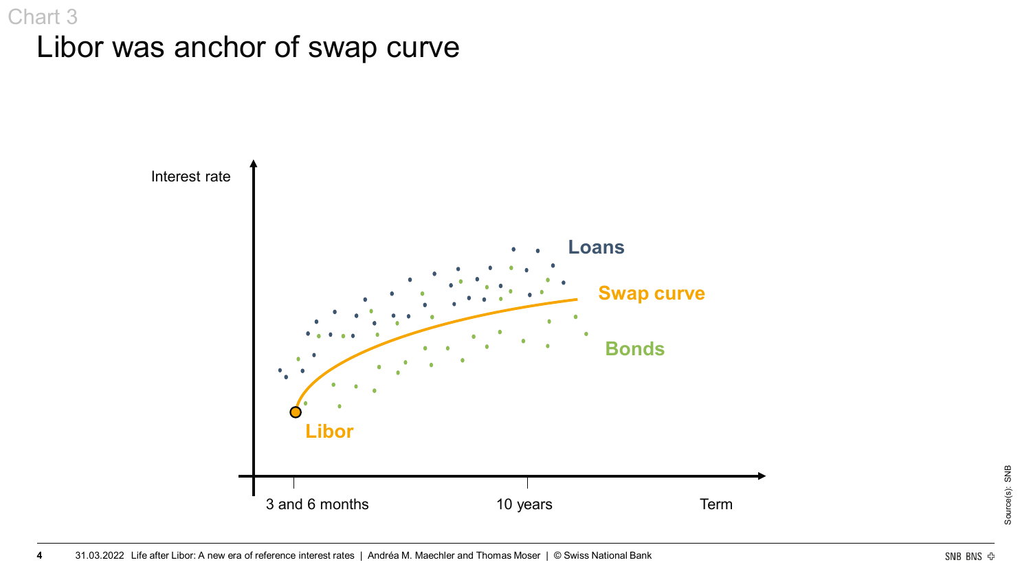Chart 3

# Libor was anchor of swap curve

Interest rate

Loans

Swap curve

Bonds

Libor

3 and 6 months

10 years

Term

Source(s): SNB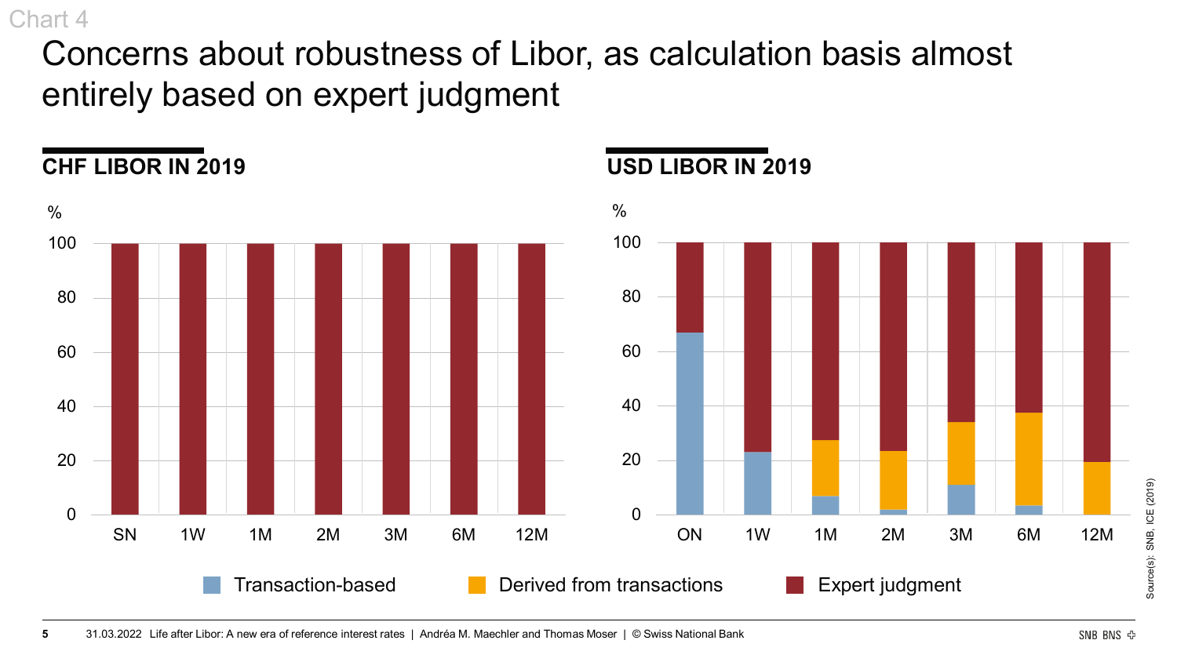Chart 4

# Concerns about robustness of Libor, as calculation basis almost entirely based on expert judgment

## CHF LIBOR IN 2019

%

SN, 1W, 1M, 2M, 3M, 6M, 12M

## USD LIBOR IN 2019

%

ON, 1W, 1M, 2M, 3M, 6M, 12M

Transaction-based | Derived from transactions | Expert judgment

Source(s): SNB, ICE (2019)

31.03.2022 Life after Libor: A new era of reference interest rates | Andréa M. Maechler and Thomas Moser | © Swiss National Bank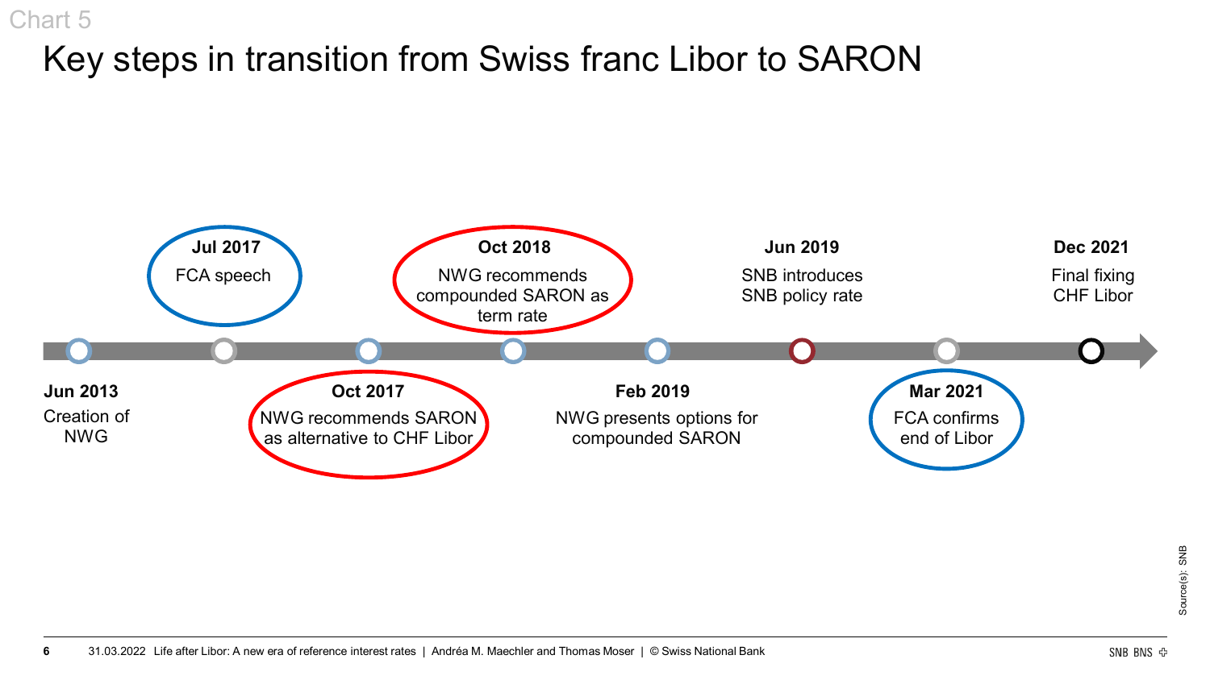Chart 5

# Key steps in transition from Swiss franc Libor to SARON

- **Jun 2013** – Creation of NWG
- **Jul 2017** – FCA speech
- **Oct 2017** – NWG recommends SARON as alternative to CHF Libor
- **Oct 2018** – NWG recommends compounded SARON as term rate
- **Feb 2019** – NWG presents options for compounded SARON
- **Jun 2019** – SNB introduces SNB policy rate
- **Mar 2021** – FCA confirms end of Libor
- **Dec 2021** – Final fixing CHF Libor

Source(s): SNB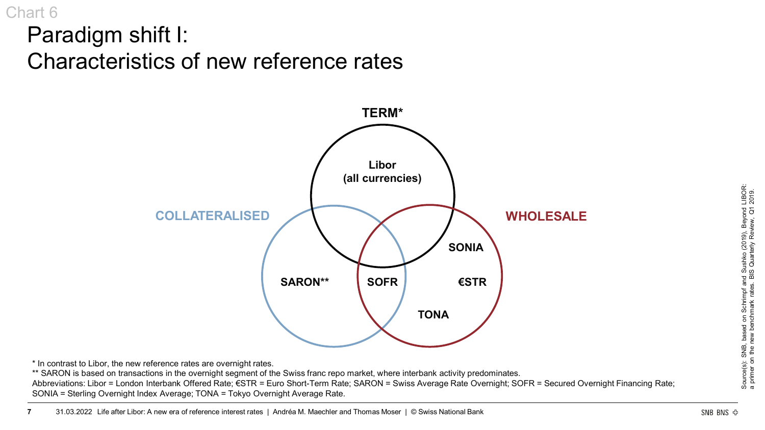Chart 6

# Paradigm shift I:
# Characteristics of new reference rates

**TERM***

**Libor (all currencies)**

**COLLATERALISED**

**WHOLESALE**

**SARON****

**SOFR**

**SONIA**

**€STR**

**TONA**

* In contrast to Libor, the new reference rates are overnight rates.

** SARON is based on transactions in the overnight segment of the Swiss franc repo market, where interbank activity predominates.

Abbreviations: Libor = London Interbank Offered Rate; €STR = Euro Short-Term Rate; SARON = Swiss Average Rate Overnight; SOFR = Secured Overnight Financing Rate; SONIA = Sterling Overnight Index Average; TONA = Tokyo Overnight Average Rate.

Source(s): SNB, based on Schrimpf and Sushko (2019), Beyond LIBOR: a primer on the new benchmark rates. BIS Quarterly Review, Q1 2019.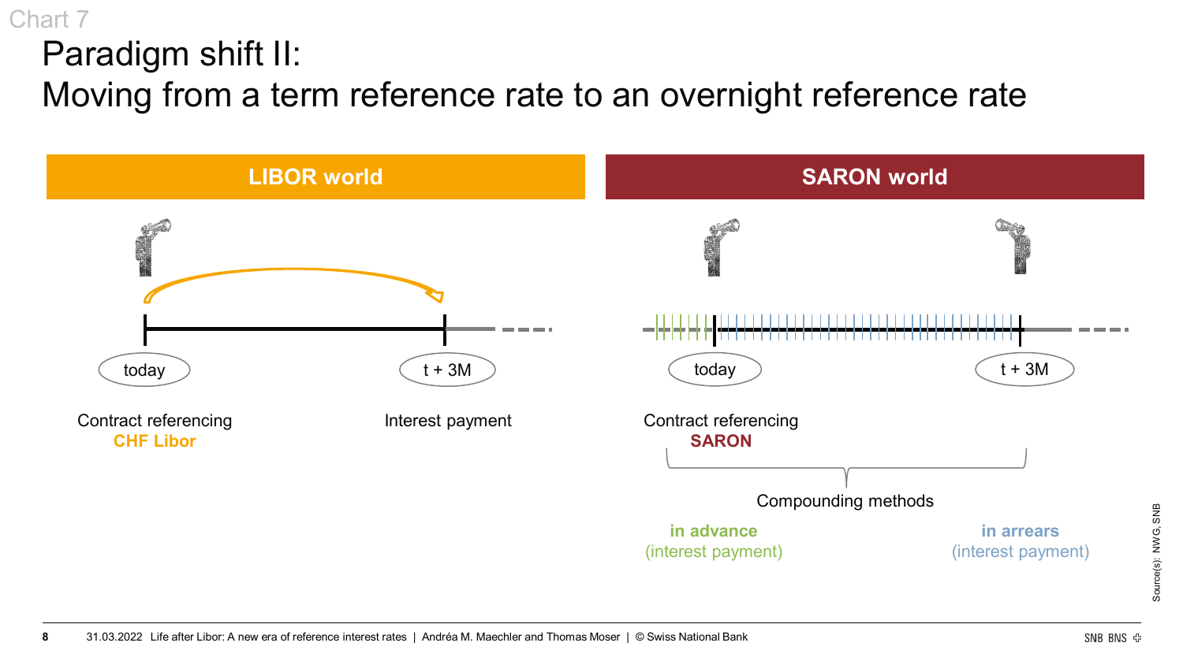Chart 7

# Paradigm shift II:
# Moving from a term reference rate to an overnight reference rate

## LIBOR world

today — t + 3M

Contract referencing
**CHF Libor**

Interest payment

## SARON world

today — t + 3M

Contract referencing
**SARON**

Compounding methods

**in advance**
(interest payment)

**in arrears**
(interest payment)

Source(s): NWG, SNB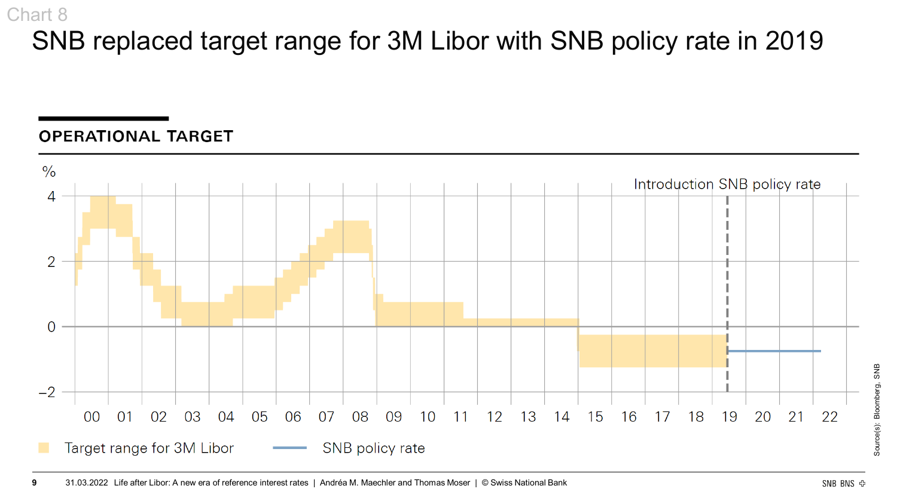Chart 8

# SNB replaced target range for 3M Libor with SNB policy rate in 2019

## OPERATIONAL TARGET

%

4
2
0
−2

00 01 02 03 04 05 06 07 08 09 10 11 12 13 14 15 16 17 18 19 20 21 22

Introduction SNB policy rate

Target range for 3M Libor     SNB policy rate

Source(s): Bloomberg, SNB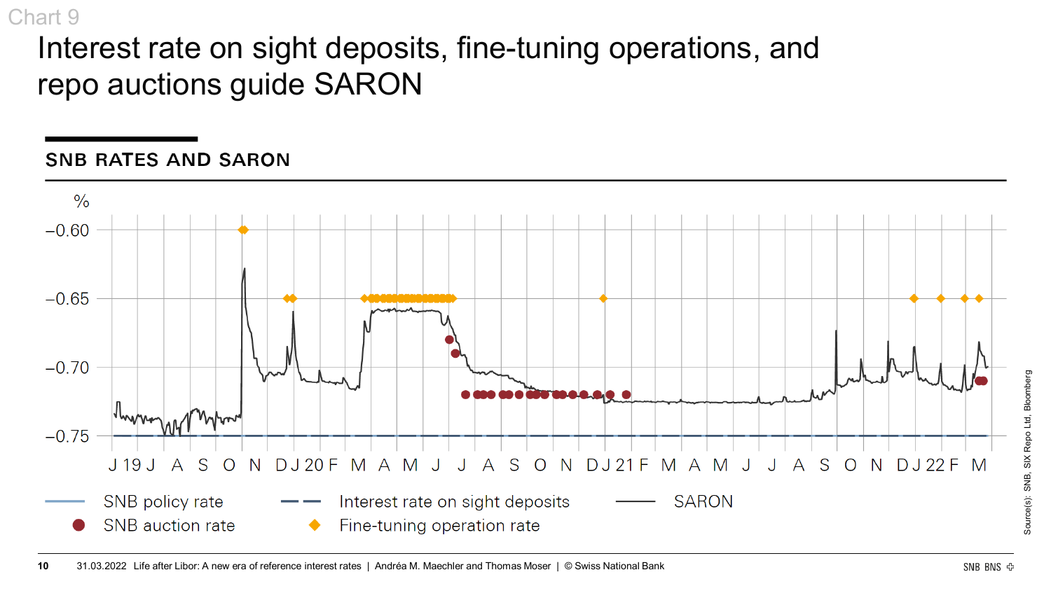Chart 9

# Interest rate on sight deposits, fine-tuning operations, and repo auctions guide SARON

## SNB RATES AND SARON

%

−0.60

−0.65

−0.70

−0.75

J 19 J A S O N D J 20 F M A M J J A S O N D J 21 F M A M J J A S O N D J 22 F M

SNB policy rate
SNB auction rate
Interest rate on sight deposits
Fine-tuning operation rate
SARON

Source(s): SNB, SIX Repo Ltd, Bloomberg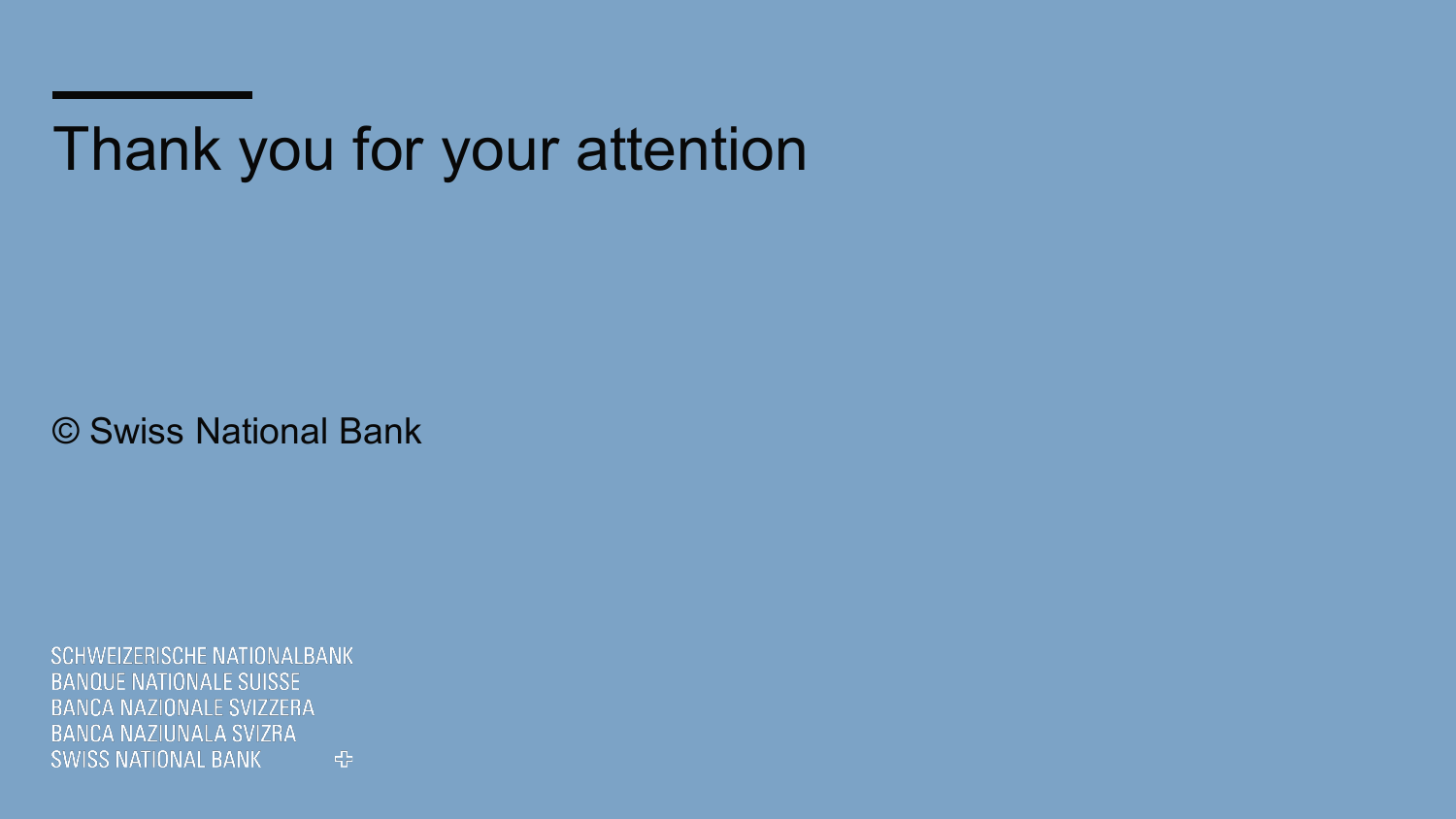# Thank you for your attention

© Swiss National Bank

SCHWEIZERISCHE NATIONALBANK
BANQUE NATIONALE SUISSE
BANCA NAZIONALE SVIZZERA
BANCA NAZIUNALA SVIZRA
SWISS NATIONAL BANK